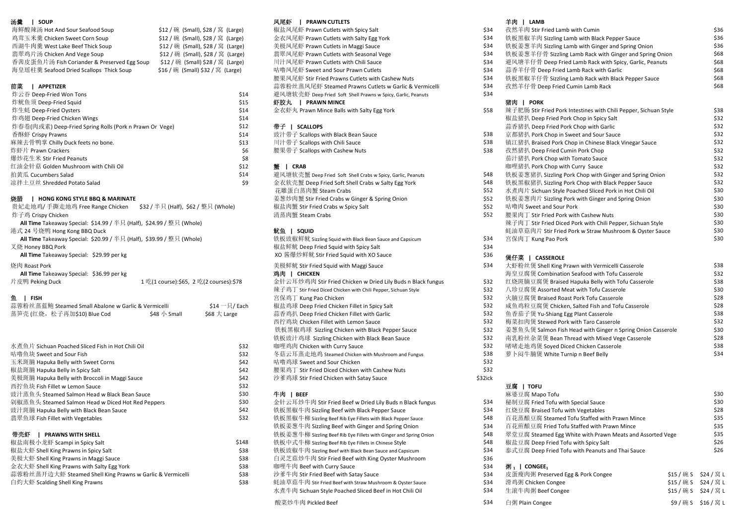## 汤羹 | SOUP

| Item | Price |
|---|---|
| 海鲜酸辣汤 Hot And Sour Seafood Soup | \$12 / 碗 (Small), \$28 / 窝 (Large) |
| 鸡茸玉米羹 Chicken Sweet Corn Soup | \$12 / 碗 (Small), \$28 / 窝 (Large) |
| 西湖牛肉羹 West Lake Beef Thick Soup | \$12 / 碗 (Small), \$28 / 窝 (Large) |
| 翡翠鸡片汤 Chicken And Vege Soup | \$12 / 碗 (Small), \$28 / 窝 (Large) |
| 香茜皮蛋鱼片汤 Fish Coriander & Preserved Egg Soup | \$12 / 碗 (Small) \$28 / 窝 (Large) |
| 海皇瑶柱羹 Seafood Dried Scallops Thick Soup | \$16 / 碗 (Small) \$32 / 窝 (Large) |

## 前菜 | APPETIZER

| Item | Price |
|---|---|
| 炸云吞 Deep-Fried Won Tons | \$14 |
| 炸鱿鱼须 Deep-Fried Squid | \$15 |
| 炸生蚝 Deep-Fried Oysters | \$14 |
| 炸鸡翅 Deep-Fried Chicken Wings | \$14 |
| 炸春卷(肉或素) Deep-Fried Spring Rolls (Pork n Prawn Or Vege) | \$12 |
| 香酥虾 Crispy Prawns | \$14 |
| 麻辣去骨鸭掌 Chilly Duck feets no bone. | \$13 |
| 炸虾片 Prawn Crackers | \$6 |
| 爆炒花生米 Stir Fried Peanuts | \$8 |
| 红油金针菇 Golden Mushroom with Chili Oil | \$12 |
| 拍黄瓜 Cucumbers Salad | \$14 |
| 凉拌土豆丝 Shredded Potato Salad | \$9 |

## 烧腊 | HONG KONG STYLE BBQ & MARINATE

贵妃走地鸡/ 手撕走地鸡 Free Range Chicken — \$32 / 半只 (Half), \$62 / 整只 (Whole)

炸子鸡 Crispy Chicken
**All Time** Takeaway Special: \$14.99 / 半只 (Half), \$24.99 / 整只 (Whole)

港式 24 号烧鸭 Hong Kong BBQ Duck
**All Time** Takeaway Special: \$20.99 / 半只 (Half), \$39.99 / 整只 (Whole)

叉烧 Honey BBQ Pork
**All Time** Takeaway Special: \$29.99 per kg

烧肉 Roast Pork
**All Time** Takeaway Special: \$36.99 per kg

片皮鸭 Peking Duck — 1 吃(1 course):\$65, 2 吃(2 courses):\$78

## 鱼 | FISH

| Item | Price |
|---|---|
| 蒜蓉粉丝蒸蓝鲍 Steamed Small Abalone w Garlic & Vermicelli | \$14 一只/ Each |
| 蒸笋壳 (红烧，松子再加\$10) Blue Cod | \$48 小 Small, \$68 大 Large |
| 水煮鱼片 Sichuan Poached Sliced Fish in Hot Chili Oil | \$32 |
| 咕噜鱼块 Sweet and Sour Fish | \$32 |
| 玉米斑腩 Hapuka Belly with Sweet Corns | \$42 |
| 椒盐斑腩 Hapuka Belly in Spicy Salt | \$42 |
| 美极斑腩 Hapuka Belly with Broccoli in Maggi Sauce | \$42 |
| 西柠鱼块 Fish Fillet w Lemon Sauce | \$32 |
| 豉汁蒸鱼头 Steamed Salmon Head w Black Bean Sauce | \$30 |
| 剁椒蒸鱼头 Steamed Salmon Head w Diced Hot Red Peppers | \$30 |
| 豉汁斑腩 Hapuka Belly with Black Bean Sauce | \$42 |
| 翡翠鱼球 Fish Fillet with Vegetables | \$32 |

## 带壳虾 | PRAWNS WITH SHELL

| Item | Price |
|---|---|
| 椒盐南极小龙虾 Scampi in Spicy Salt | \$148 |
| 椒盐大虾 Shell King Prawns in Spicy Salt | \$38 |
| 美极大虾 Shell King Prawns in Maggi Sauce | \$38 |
| 金衣大虾 Shell King Prawns with Salty Egg York | \$38 |
| 蒜蓉粉丝蒸开边大虾 Steamed Shell King Prawns w Garlic & Vermicelli | \$38 |
| 白灼大虾 Scalding Shell King Prawns | \$38 |

## 凤尾虾 | PRAWN CUTLETS

| Item | Price |
|---|---|
| 椒盐凤尾虾 Prawn Cutlets with Spicy Salt | \$34 |
| 金衣凤尾虾 Prawn Cutlets with Salty Egg York | \$34 |
| 美极凤尾虾 Prawn Cutlets in Maggi Sauce | \$34 |
| 翡翠凤尾虾 Prawn Cutlets with Seasonal Vege | \$34 |
| 川汁凤尾虾 Prawn Cutlets with Chili Sauce | \$34 |
| 咕噜凤尾虾 Sweet and Sour Prawn Cutlets | \$34 |
| 腰果凤尾虾 Stir Fried Prawns Cutlets with Cashew Nuts | \$34 |
| 蒜蓉粉丝蒸凤尾虾 Steamed Prawns Cutlets w Garlic & Vermicelli | \$34 |
| 避风塘软壳虾 Deep Fried Soft Shell Prawns w Spicy, Garlic, Peanuts | \$34 |

## 虾胶丸 | PRAWN MINCE

| Item | Price |
|---|---|
| 金衣虾丸 Prawn Mince Balls with Salty Egg York | \$58 |

## 带子 | SCALLOPS

| Item | Price |
|---|---|
| 豉汁带子 Scallops with Black Bean Sauce | \$38 |
| 川汁带子 Scallops with Chili Sauce | \$38 |
| 腰果带子 Scallops with Cashew Nuts | \$38 |

## 蟹 | CRAB

| Item | Price |
|---|---|
| 避风塘软壳蟹 Deep Fried Soft Shell Crabs w Spicy, Garlic, Peanuts | \$48 |
| 金衣软壳蟹 Deep Fried Soft Shell Crabs w Salty Egg York | \$48 |
| 花雕蛋白蒸肉蟹 Steam Crabs | \$52 |
| 姜葱炒肉蟹 Stir Fried Crabs w Ginger & Spring Onion | \$52 |
| 椒盐肉蟹 Stir Fried Crabs w Spicy Salt | \$52 |
| 清蒸肉蟹 Steam Crabs | \$52 |

## 鱿鱼 | SQUID

| Item | Price |
|---|---|
| 铁板豉椒鲜鱿 Sizzling Squid with Black Bean Sauce and Capsicum | \$34 |
| 椒盐鲜鱿 Deep Fried Squid with Spicy Salt | \$34 |
| XO 酱爆炒鲜鱿 Stir Fried Squid with XO Sauce | \$36 |
| 美极鲜鱿 Stir Fried Squid with Maggi Sauce | \$34 |

## 鸡肉 | CHICKEN

| Item | Price |
|---|---|
| 金针云耳炒鸡肉 Stir Fried Chicken w Dried Lily Buds n Black fungus | \$32 |
| 辣子鸡丁 Stir Fried Diced Chicken with Chili Pepper, Sichuan Style | \$32 |
| 宫保鸡丁 Kung Pao Chicken | \$32 |
| 椒盐鸡球 Deep Fried Chicken Fillet in Spicy Salt | \$32 |
| 蒜香鸡扒 Deep Fried Chicken Fillet with Garlic | \$32 |
| 西柠鸡块 Chicken Fillet with Lemon Sauce | \$32 |
| 铁板黑椒鸡球 Sizzling Chicken with Black Pepper Sauce | \$32 |
| 铁板豉汁鸡球 Sizzling Chicken with Black Bean Sauce | \$32 |
| 咖喱鸡肉 Chicken with Curry Sauce | \$32 |
| 冬菇云耳蒸走地鸡 Steamed Chicken with Mushroom and Fungus | \$38 |
| 咕噜鸡球 Sweet and Sour Chicken | \$32 |
| 腰果鸡丁 Stir Fried Diced Chicken with Cashew Nuts | \$32 |
| 沙爹鸡球 Stir Fried Chicken with Satay Sauce | \$32ick |

## 牛肉 | BEEF

| Item | Price |
|---|---|
| 金针云耳炒牛肉 Stir Fried Beef w Dried Lily Buds n Black fungus | \$34 |
| 铁板黑椒牛肉 Sizzling Beef with Black Pepper Sauce | \$34 |
| 铁板黑椒牛柳 Sizzling Beef Rib Eye Fillets with Black Pepper Sauce | \$48 |
| 铁板姜葱牛肉 Sizzling Beef with Ginger and Spring Onion | \$34 |
| 铁板姜葱牛柳 Sizzling Beef Rib Eye Fillets with Ginger and Spring Onion | \$48 |
| 铁板中式牛柳 Sizzling Beef Rib Eye Fillets in Chinese Style | \$48 |
| 铁板豉椒牛肉 Sizzling Beef with Black Bean Sauce and Capsicum | \$34 |
| 白灵芝菇炒牛肉 Stir Fried Beef with King Oyster Mushroom | \$36 |
| 咖喱牛肉 Beef with Curry Sauce | \$34 |
| 沙爹牛肉 Stir Fried Beef with Satay Sauce | \$34 |
| 蚝油草菇牛肉 Stir Fried Beef with Straw Mushroom & Oyster Sauce | \$34 |
| 水煮牛肉 Sichuan Style Poached Sliced Beef in Hot Chili Oil | \$34 |
| 酸菜炒牛肉 Pickled Beef | \$34 |

## 羊肉 | LAMB

| Item | Price |
|---|---|
| 孜然羊肉 Stir Fried Lamb with Cumin | \$36 |
| 铁板黑椒羊肉 Sizzling Lamb with Black Pepper Sauce | \$36 |
| 铁板姜葱羊肉 Sizzling Lamb with Ginger and Spring Onion | \$36 |
| 铁板姜葱羊仔骨 Sizzling Lamb Rack with Ginger and Spring Onion | \$68 |
| 避风塘羊仔骨 Deep Fried Lamb Rack with Spicy, Garlic, Peanuts | \$68 |
| 蒜香羊仔骨 Deep Fried Lamb Rack with Garlic | \$68 |
| 铁板黑椒羊仔骨 Sizzling Lamb Rack with Black Pepper Sauce | \$68 |
| 孜然羊仔骨 Deep Fried Cumin Lamb Rack | \$68 |

## 猪肉 | PORK

| Item | Price |
|---|---|
| 辣子肥肠 Stir Fried Pork Intestines with Chili Pepper, Sichuan Style | \$38 |
| 椒盐猪扒 Deep Fried Pork Chop in Spicy Salt | \$32 |
| 蒜香猪扒 Deep Fried Pork Chop with Garlic | \$32 |
| 京都猪扒 Pork Chop in Sweet and Sour Sauce | \$32 |
| 镇江猪扒 Braised Pork Chop in Chinese Black Vinegar Sauce | \$32 |
| 孜然猪扒 Deep Fried Cumin Pork Chop | \$32 |
| 茄汁猪扒 Pork Chop with Tomato Sauce | \$32 |
| 咖喱猪扒 Pork Chop with Curry Sauce | \$32 |
| 铁板姜葱猪扒 Sizzling Pork Chop with Ginger and Spring Onion | \$32 |
| 铁板黑椒猪扒 Sizzling Pork Chop with Black Pepper Sauce | \$32 |
| 水煮肉片 Sichuan Style Poached Sliced Pork in Hot Chili Oil | \$30 |
| 铁板姜葱肉片 Sizzling Pork with Ginger and Spring Onion | \$30 |
| 咕噜肉 Sweet and Sour Pork | \$30 |
| 腰果肉丁 Stir Fried Pork with Cashew Nuts | \$30 |
| 辣子肉丁 Stir Fried Diced Pork with Chili Pepper, Sichuan Style | \$30 |
| 蚝油草菇肉片 Stir Fried Pork w Straw Mushroom & Oyster Sauce | \$30 |
| 宫保肉丁 Kung Pao Pork | \$30 |

## 煲仔菜 | CASSEROLE

| Item | Price |
|---|---|
| 大虾粉丝煲 Shell King Prawn with Vermicelli Casserole | \$38 |
| 海皇豆腐煲 Combination Seafood with Tofu Casserole | \$32 |
| 红烧斑腩豆腐煲 Braised Hapuka Belly with Tofu Casserole | \$38 |
| 八珍豆腐煲 Assorted Meat with Tofu Casserole | \$30 |
| 火腩豆腐煲 Braised Roast Pork Tofu Casserole | \$28 |
| 咸鱼鸡粒豆腐煲 Chicken, Salted Fish and Tofu Casserole | \$28 |
| 鱼香茄子煲 Yu-Shiang Egg Plant Casserole | \$38 |
| 梅菜扣肉煲 Stewed Pork with Taro Casserole | \$32 |
| 姜葱鱼头煲 Salmon Fish Head with Ginger n Spring Onion Casserole | \$30 |
| 南乳粉丝杂菜煲 Bean Thread with Mixed Vege Casserole | \$28 |
| 啫啫走地鸡煲 Soyed Diced Chicken Casserole | \$38 |
| 萝卜闷牛腩煲 White Turnip n Beef Belly | \$34 |

## 豆腐 | TOFU

| Item | Price |
|---|---|
| 麻婆豆腐 Mapo Tofu | \$30 |
| 秘制豆腐 Fried Tofu with Special Sauce | \$30 |
| 红烧豆腐 Braised Tofu with Vegetables | \$28 |
| 百花蒸酿豆腐 Steamed Tofu Staffed with Prawn Mince | \$35 |
| 百花煎酿豆腐 Fried Tofu Staffed with Prawn Mince | \$35 |
| 翠堂豆腐 Steamed Egg White with Prawn Meats and Assorted Vege | \$35 |
| 椒盐豆腐 Deep Fried Tofu with Spicy Salt | \$26 |
| 泰式豆腐 Deep Fried Tofu with Peanuts and Thai Sauce | \$26 |

## 粥 | CONGEE

| Item | Small | Large |
|---|---|---|
| 皮蛋瘦肉粥 Preserved Egg & Pork Congee | \$15 / 碗 S | \$24 / 窝 L |
| 滑鸡粥 Chicken Congee | \$15 / 碗 S | \$24 / 窝 L |
| 生滚牛肉粥 Beef Congee | \$15 / 碗 S | \$24 / 窝 L |
| 白粥 Plain Congee | \$9 / 碗 S | \$16 / 窝 L |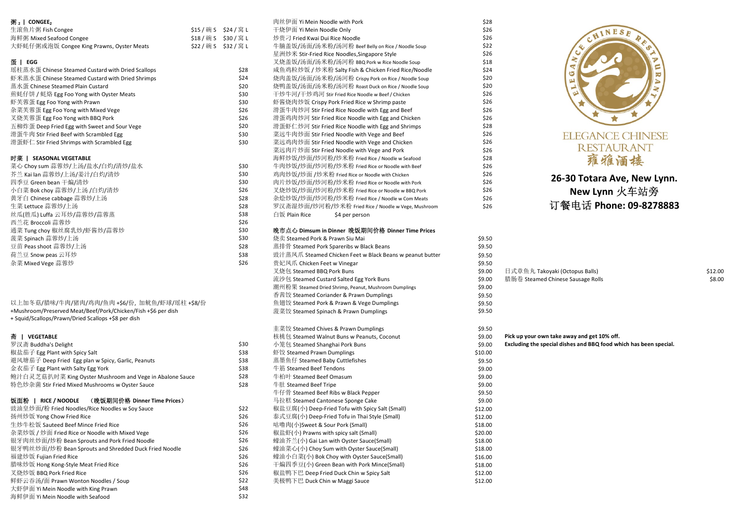## 粥₂ | CONGEE₂

| | | |
|---|---|---|
| 生滚鱼片粥 Fish Congee | $15 / 碗 S | $24 / 窝 L |
| 海鲜粥 Mixed Seafood Congee | $18 / 碗 S | $30 / 窝 L |
| 大虾蚝仔粥或泡饭 Congee King Prawns, Oyster Meats | $22 / 碗 S | $32 / 窝 L |

## 蛋 | EGG

| | |
|---|---|
| 瑶柱蒸水蛋 Chinese Steamed Custard with Dried Scallops | $28 |
| 虾米蒸水蛋 Chinese Steamed Custard with Dried Shrimps | $24 |
| 蒸水蛋 Chinese Steamed Plain Custard | $20 |
| 煎蚝仔饼 / 蚝烙 Egg Foo Yong with Oyster Meats | $30 |
| 虾芙蓉蛋 Egg Foo Yong with Prawn | $30 |
| 杂菜芙蓉蛋 Egg Foo Yong with Mixed Vege | $26 |
| 叉烧芙蓉蛋 Egg Foo Yong with BBQ Pork | $26 |
| 五柳炸蛋 Deep Fried Egg with Sweet and Sour Vege | $20 |
| 滑蛋牛肉 Stir Fried Beef with Scrambled Egg | $30 |
| 滑蛋虾仁 Stir Fried Shrimps with Scrambled Egg | $30 |

## 时菜 | SEASONAL VEGETABLE

| | |
|---|---|
| 菜心 Choy sum 蒜蓉炒/上汤/盐水/白灼/清炒/盐水 | $30 |
| 芥兰 Kai lan 蒜蓉炒/上汤/姜汁/白灼/清炒 | $30 |
| 四季豆 Green bean 干煸/清炒 | $30 |
| 小白菜 Bok choy 蒜蓉炒/上汤 /白灼/清炒 | $26 |
| 黄芽白 Chinese cabbage 蒜蓉炒/上汤 | $28 |
| 生菜 Lettuce 蒜蓉炒/上汤 | $28 |
| 丝瓜(胜瓜) Luffa 云耳炒/蒜蓉炒/蒜蓉蒸 | $38 |
| 西兰花 Broccoli 蒜蓉炒 | $26 |
| 通菜 Tung choy 椒丝腐乳炒/虾酱炒/蒜蓉炒 | $30 |
| 菠菜 Spinach 蒜蓉炒/上汤 | $30 |
| 豆苗 Peas shoot 蒜蓉炒/上汤 | $28 |
| 荷兰豆 Snow peas 云耳炒 | $38 |
| 杂菜 Mixed Vege 蒜蓉炒 | $26 |

以上加冬菇/腊味/牛肉/猪肉/鸡肉/鱼肉 +$6/份, 加鱿鱼/虾球/瑶柱 +$8/份
+Mushroom/Preserved Meat/Beef/Pork/Chicken/Fish +$6 per dish
+ Squid/Scallops/Prawn/Dried Scallops +$8 per dish

## 斋 | VEGETABLE

| | |
|---|---|
| 罗汉斋 Buddha's Delight | $30 |
| 椒盐茄子 Egg Plant with Spicy Salt | $38 |
| 避风塘茄子 Deep Fried Egg plan w Spicy, Garlic, Peanuts | $38 |
| 金衣茄子 Egg Plant with Salty Egg York | $38 |
| 鲍汁白灵芝菇扒时菜 King Oyster Mushroom and Vege in Abalone Sauce | $28 |
| 特色炒杂菌 Stir Fried Mixed Mushrooms w Oyster Sauce | $28 |

## 饭面粉 | RICE / NOODLE （晚饭期间价格 Dinner Time Prices）

| | |
|---|---|
| 豉油皇炒面/粉 Fried Noodles/Rice Noodles w Soy Sauce | $22 |
| 扬州炒饭 Yong Chow Fried Rice | $26 |
| 生炒牛松饭 Sauteed Beef Mince Fried Rice | $26 |
| 杂菜炒饭 / 炒面 Fried Rice or Noodle with Mixed Vege | $26 |
| 银牙肉丝炒面/炒粉 Bean Sprouts and Pork Fried Noodle | $26 |
| 银牙鸭丝炒面/炒粉 Bean Sprouts and Shredded Duck Fried Noodle | $26 |
| 福建炒饭 Fujian Fried Rice | $26 |
| 腊味炒饭 Hong Kong-Style Meat Fried Rice | $26 |
| 叉烧炒饭 BBQ Pork Fried Rice | $26 |
| 鲜虾云吞汤/面 Prawn Wonton Noodles / Soup | $22 |
| 大虾伊面 Yi Mein Noodle with King Prawn | $48 |
| 海鲜伊面 Yi Mein Noodle with Seafood | $32 |
| 肉丝伊面 Yi Mein Noodle with Pork | $28 |
| 干烧伊面 Yi Mein Noodle Only | $26 |
| 炒贵刁 Fried Kwai Dui Rice Noodle | $26 |
| 牛腩盖饭/汤面/汤米粉/汤河粉 Beef Belly on Rice / Noodle Soup | $22 |
| 星洲炒米 Stir-Fried Rice Noodles,Singapore Style | $26 |
| 叉烧盖饭/汤面/汤米粉/汤河粉 BBQ Pork w Rice Noodle Soup | $18 |
| 咸鱼鸡粒炒饭 / 炒米粉 Salty Fish & Chicken Fried Rice/Noodle | $24 |
| 烧肉盖饭/汤面/汤米粉/汤河粉 Crispy Pork on Rice / Noodle Soup | $20 |
| 烧鸭盖饭/汤面/汤米粉/汤河粉 Roast Duck on Rice / Noodle Soup | $20 |
| 干炒牛河/干炒鸡河 Stir Fried Rice Noodle w Beef / Chicken | $26 |
| 虾酱烧肉炒饭 Crispy Pork Fried Rice w Shrimp paste | $26 |
| 滑蛋牛肉炒河 Stir Fried Rice Noodle with Egg and Beef | $26 |
| 滑蛋鸡肉炒河 Stir Fried Rice Noodle with Egg and Chicken | $26 |
| 滑蛋虾仁炒河 Stir Fried Rice Noodle with Egg and Shrimps | $28 |
| 菜远牛肉炒面 Stir Fried Noodle with Vege and Beef | $26 |
| 菜远鸡肉炒面 Stir Fried Noodle with Vege and Chicken | $26 |
| 菜远肉片炒面 Stir Fried Noodle with Vege and Pork | $26 |
| 海鲜炒饭/炒面/炒河粉/炒米粉 Fried Rice / Noodle w Seafood | $28 |
| 牛肉炒饭/炒面/炒河粉/炒米粉 Fried Rice or Noodle with Beef | $26 |
| 鸡肉炒饭/炒面 /炒米粉 Fried Rice or Noodle with Chicken | $26 |
| 肉片炒饭/炒面/炒河粉/炒米粉 Fried Rice or Noodle with Pork | $26 |
| 叉烧炒饭/炒面/炒河粉/炒米粉 Fried Rice or Noodle w BBQ Pork | $26 |
| 杂烩炒饭/炒面/炒河粉/炒米粉 Fried Rice / Noodle w Com Meats | $26 |
| 罗汉斋湿炒面/炒河粉/炒米粉 Fried Rice / Noodle w Vege, Mushroom | $26 |
| 白饭 Plain Rice | $4 per person |

## 晚市点心 Dimsum in Dinner 晚饭期间价格 Dinner Time Prices

| | |
|---|---|
| 烧卖 Steamed Pork & Prawn Siu Mai | $9.50 |
| 蒸排骨 Steamed Pork Spareribs w Black Beans | $9.50 |
| 豉汁蒸凤爪 Steamed Chicken Feet w Black Beans w peanut butter | $9.50 |
| 贵妃凤爪 Chicken Feet w Vinegar | $9.50 |
| 叉烧包 Steamed BBQ Pork Buns | $9.00 |
| 流沙包 Steamed Custard Salted Egg York Buns | $9.00 |
| 潮州粉果 Steamed Dried Shrimp, Peanut, Mushroom Dumplings | $9.00 |
| 香茜饺 Steamed Coriander & Prawn Dumplings | $9.50 |
| 鱼翅饺 Steamed Pork & Prawn & Vege Dumplings | $9.50 |
| 菠菜饺 Steamed Spinach & Prawn Dumplings | $9.50 |
| 韭菜饺 Steamed Chives & Prawn Dumplings | $9.50 |
| 核桃包 Steamed Walnut Buns w Peanuts, Coconut | $9.00 |
| 小笼包 Steamed Shanghai Pork Buns | $9.00 |
| 虾饺 Steamed Prawn Dumplings | $10.00 |
| 蒸墨鱼仔 Steamed Baby Cuttlefishes | $9.50 |
| 牛筋 Steamed Beef Tendons | $9.00 |
| 牛柏叶 Steamed Beef Omasum | $9.00 |
| 牛肚 Steamed Beef Tripe | $9.00 |
| 牛仔骨 Steamed Beef Ribs w Black Pepper | $9.50 |
| 马拉糕 Steamed Cantonese Sponge Cake | $9.00 |
| 椒盐豆腐(小) Deep-Fried Tofu with Spicy Salt (Small) | $12.00 |
| 泰式豆腐(小) Deep-Fried Tofu in Thai Style (Small) | $12.00 |
| 咕噜肉(小)Sweet & Sour Pork (Small) | $18.00 |
| 椒盐虾(小) Prawns with spicy salt (Small) | $20.00 |
| 蠔油芥兰(小) Gai Lan with Oyster Sauce(Small) | $18.00 |
| 蠔油菜心(小) Choy Sum with Oyster Sauce(Small) | $18.00 |
| 蠔油小白菜(小) Bok Choy with Oyster Sauce(Small) | $16.00 |
| 干煸四季豆(小) Green Bean with Pork Mince(Small) | $18.00 |
| 椒盐鸭下巴 Deep Fried Duck Chin w Spicy Salt | $12.00 |
| 美极鸭下巴 Duck Chin w Maggi Sauce | $12.00 |
| 日式章鱼丸 Takoyaki (Octopus Balls) | $12.00 |
| 腊肠卷 Steamed Chinese Sausage Rolls | $8.00 |

## ELEGANCE CHINESE RESTAURANT
## 雍雅酒楼

**26-30 Totara Ave, New Lynn.**
**New Lynn 火车站旁**
**订餐电话 Phone: 09-8278883**

**Pick up your own take away and get 10% off.**
**Excluding the special dishes and BBQ food which has been special.**